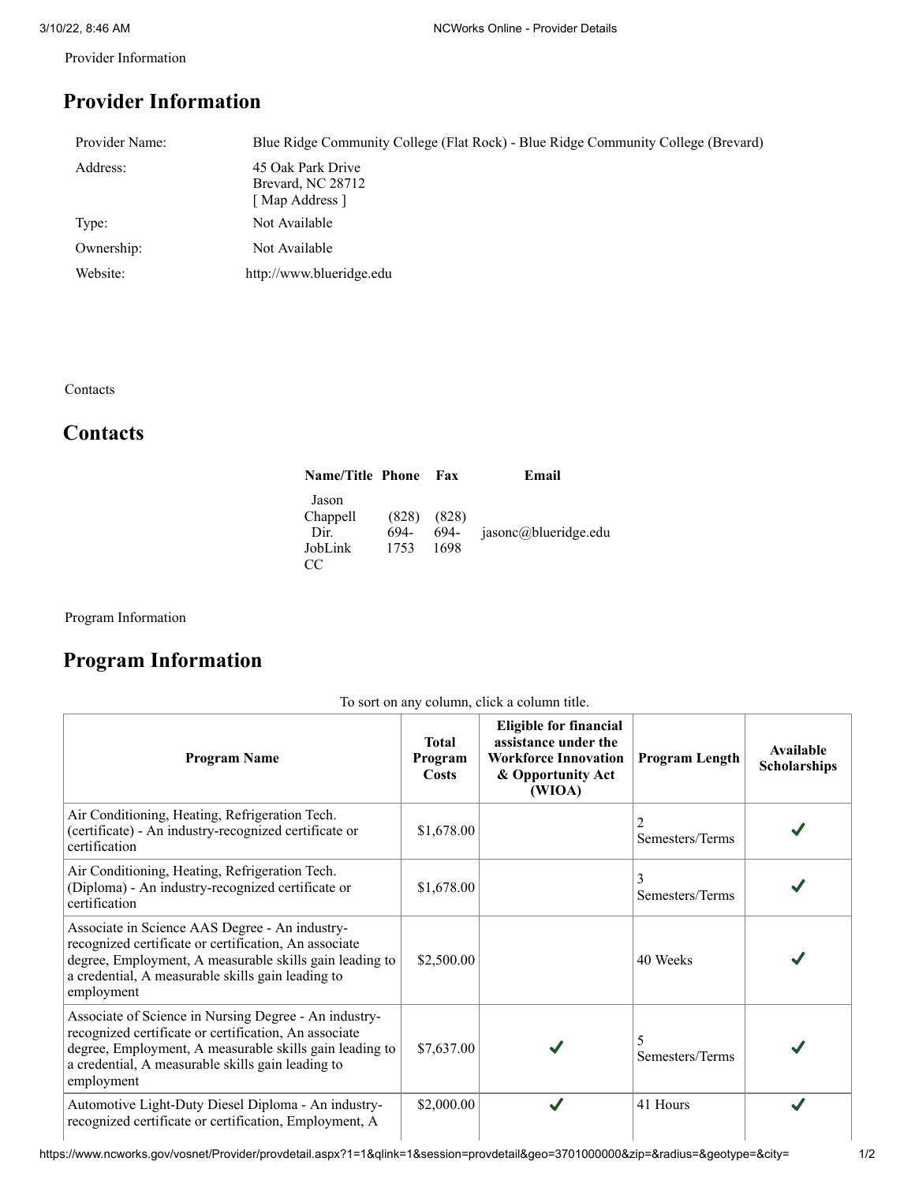Provider Information

## Provider Information

| | |
|---|---|
| Provider Name: | Blue Ridge Community College (Flat Rock) - Blue Ridge Community College (Brevard) |
| Address: | 45 Oak Park Drive<br>Brevard, NC 28712<br>[ Map Address ] |
| Type: | Not Available |
| Ownership: | Not Available |
| Website: | http://www.blueridge.edu |

Contacts

## Contacts

| Name/Title | Phone | Fax | Email |
|---|---|---|---|
| Jason Chappell Dir. JobLink CC | (828) 694-1753 | (828) 694-1698 | jasonc@blueridge.edu |

Program Information

## Program Information

To sort on any column, click a column title.

| Program Name | Total Program Costs | Eligible for financial assistance under the Workforce Innovation & Opportunity Act (WIOA) | Program Length | Available Scholarships |
|---|---|---|---|---|
| Air Conditioning, Heating, Refrigeration Tech. (certificate) - An industry-recognized certificate or certification | $1,678.00 | | 2 Semesters/Terms | ✔ |
| Air Conditioning, Heating, Refrigeration Tech. (Diploma) - An industry-recognized certificate or certification | $1,678.00 | | 3 Semesters/Terms | ✔ |
| Associate in Science AAS Degree - An industry-recognized certificate or certification, An associate degree, Employment, A measurable skills gain leading to a credential, A measurable skills gain leading to employment | $2,500.00 | | 40 Weeks | ✔ |
| Associate of Science in Nursing Degree - An industry-recognized certificate or certification, An associate degree, Employment, A measurable skills gain leading to a credential, A measurable skills gain leading to employment | $7,637.00 | ✔ | 5 Semesters/Terms | ✔ |
| Automotive Light-Duty Diesel Diploma - An industry-recognized certificate or certification, Employment, A | $2,000.00 | ✔ | 41 Hours | ✔ |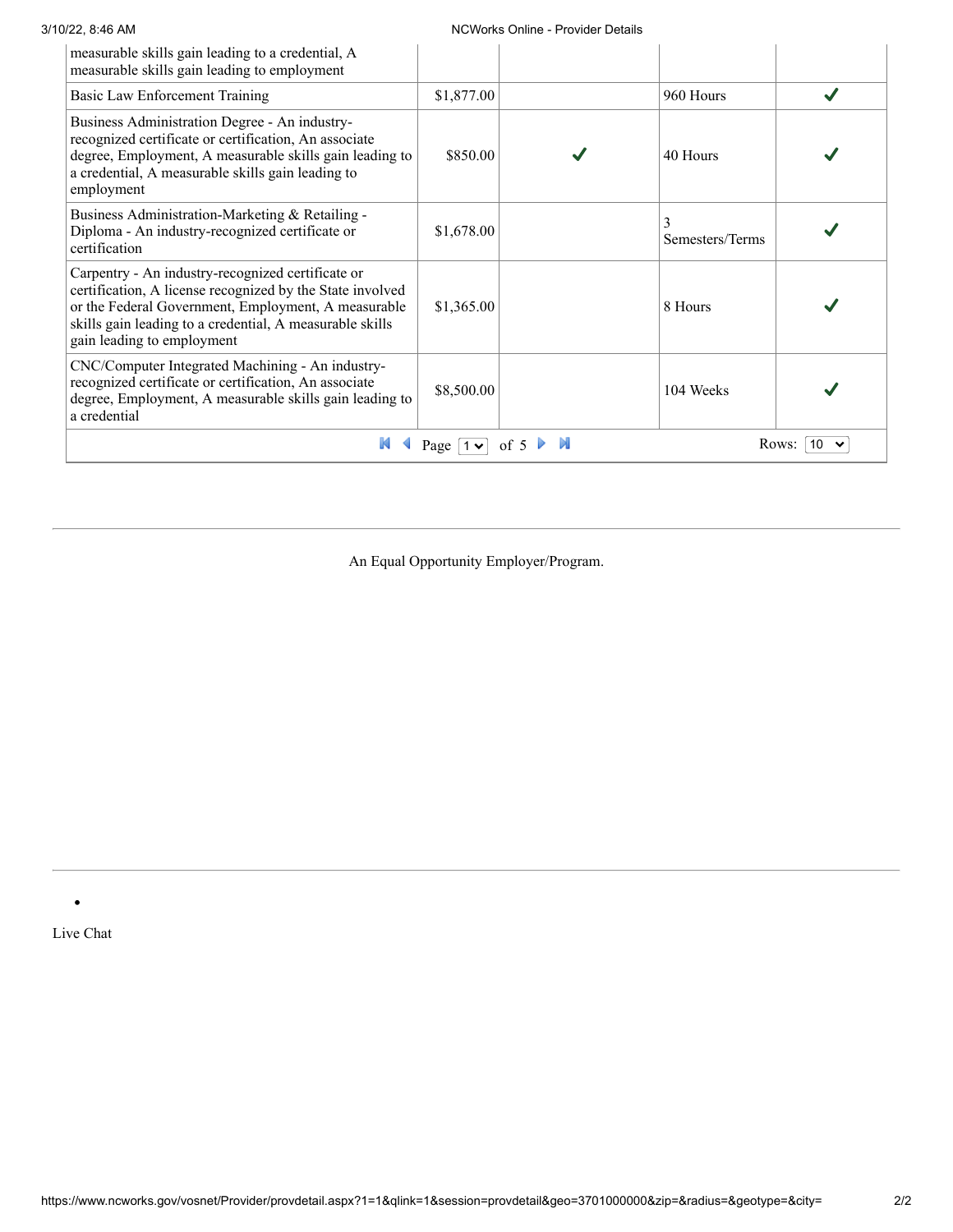| | | | | |
|---|---|---|---|---|
| measurable skills gain leading to a credential, A measurable skills gain leading to employment | | | | |
| Basic Law Enforcement Training | $1,877.00 | | 960 Hours | ✔ |
| Business Administration Degree - An industry-recognized certificate or certification, An associate degree, Employment, A measurable skills gain leading to a credential, A measurable skills gain leading to employment | $850.00 | ✔ | 40 Hours | ✔ |
| Business Administration-Marketing & Retailing - Diploma - An industry-recognized certificate or certification | $1,678.00 | | 3 Semesters/Terms | ✔ |
| Carpentry - An industry-recognized certificate or certification, A license recognized by the State involved or the Federal Government, Employment, A measurable skills gain leading to a credential, A measurable skills gain leading to employment | $1,365.00 | | 8 Hours | ✔ |
| CNC/Computer Integrated Machining - An industry-recognized certificate or certification, An associate degree, Employment, A measurable skills gain leading to a credential | $8,500.00 | | 104 Weeks | ✔ |

Page 1 of 5 Rows: 10

An Equal Opportunity Employer/Program.

- 

Live Chat